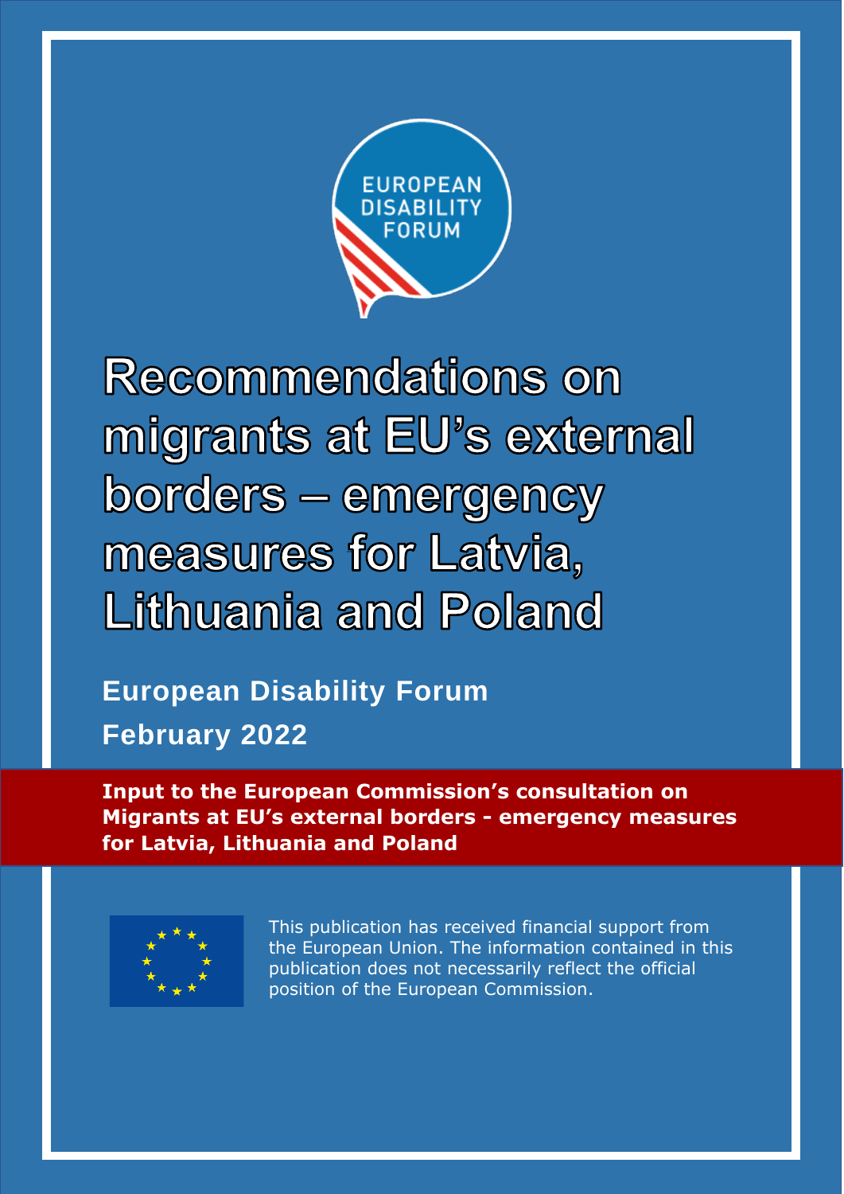# Recommendations on migrants at EU's external borders – emergency measures for Latvia, Lithuania and Poland

**European Disability Forum**

**February 2022**

**Input to the European Commission's consultation on Migrants at EU's external borders - emergency measures for Latvia, Lithuania and Poland**

This publication has received financial support from the European Union. The information contained in this publication does not necessarily reflect the official position of the European Commission.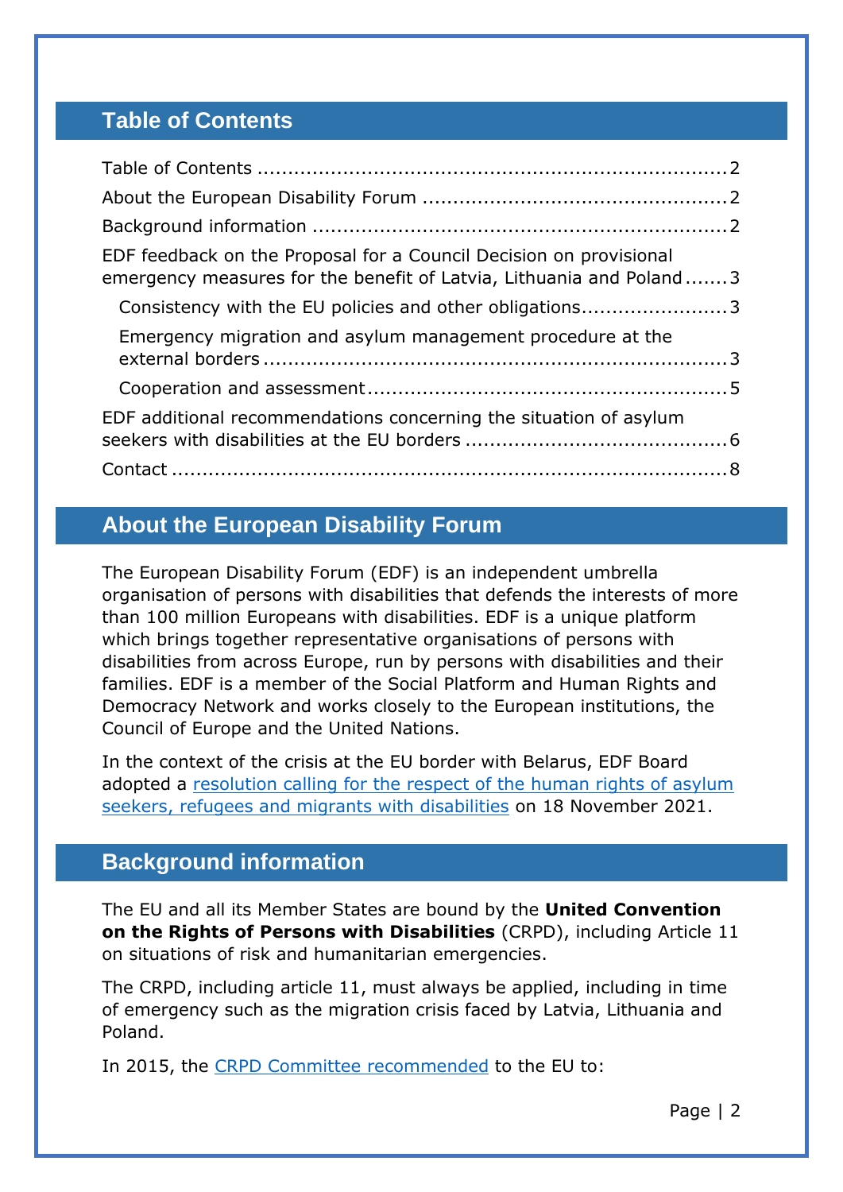## Table of Contents

Table of Contents ........................................................................... 2
About the European Disability Forum .................................................. 2
Background information ................................................................... 2
EDF feedback on the Proposal for a Council Decision on provisional emergency measures for the benefit of Latvia, Lithuania and Poland ....... 3
  Consistency with the EU policies and other obligations ........................ 3
  Emergency migration and asylum management procedure at the external borders ........................................................................... 3
  Cooperation and assessment .......................................................... 5
EDF additional recommendations concerning the situation of asylum seekers with disabilities at the EU borders .......................................... 6
Contact ......................................................................................... 8

## About the European Disability Forum

The European Disability Forum (EDF) is an independent umbrella organisation of persons with disabilities that defends the interests of more than 100 million Europeans with disabilities. EDF is a unique platform which brings together representative organisations of persons with disabilities from across Europe, run by persons with disabilities and their families. EDF is a member of the Social Platform and Human Rights and Democracy Network and works closely to the European institutions, the Council of Europe and the United Nations.

In the context of the crisis at the EU border with Belarus, EDF Board adopted a resolution calling for the respect of the human rights of asylum seekers, refugees and migrants with disabilities on 18 November 2021.

## Background information

The EU and all its Member States are bound by the **United Convention on the Rights of Persons with Disabilities** (CRPD), including Article 11 on situations of risk and humanitarian emergencies.

The CRPD, including article 11, must always be applied, including in time of emergency such as the migration crisis faced by Latvia, Lithuania and Poland.

In 2015, the CRPD Committee recommended to the EU to: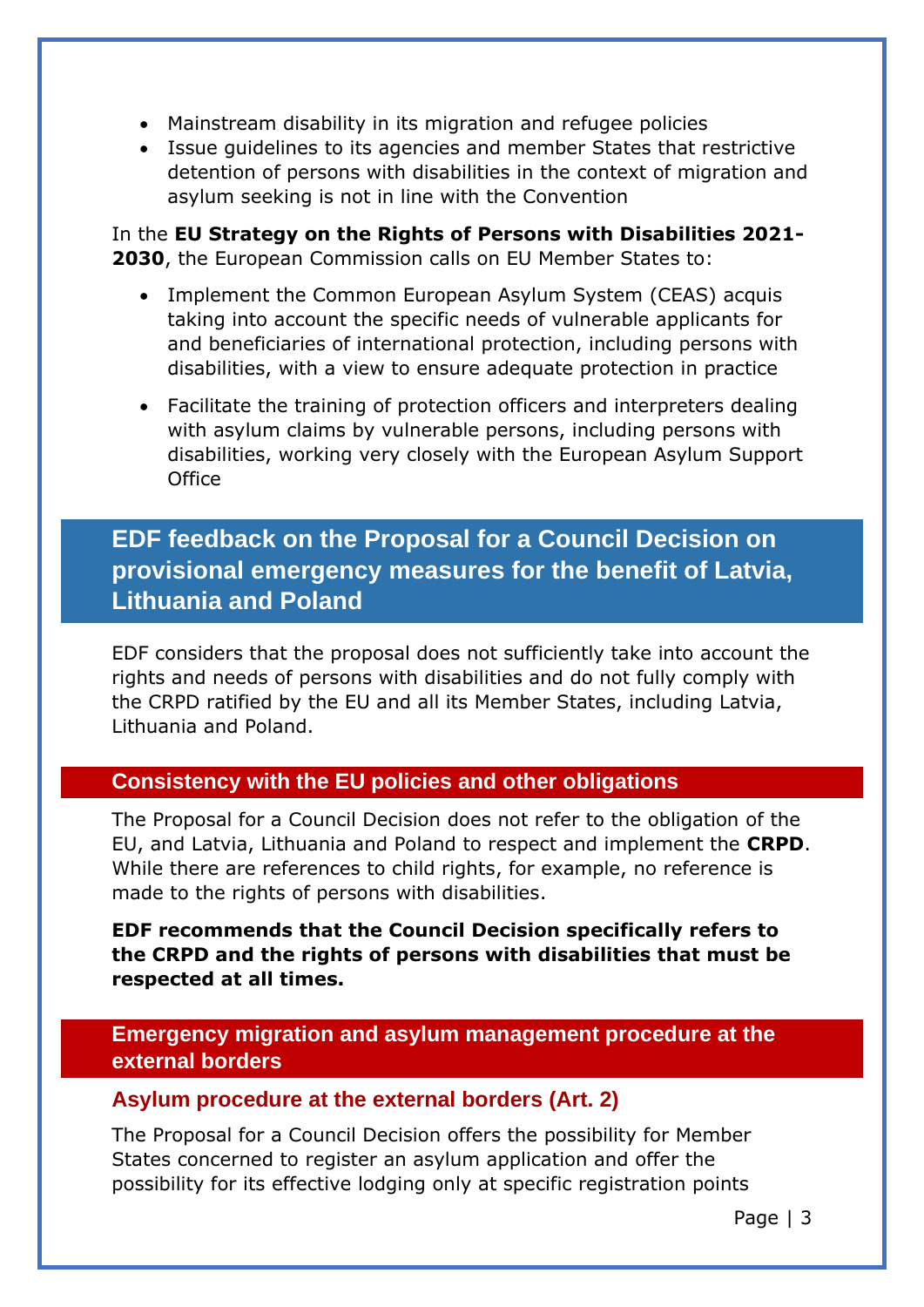- Mainstream disability in its migration and refugee policies
- Issue guidelines to its agencies and member States that restrictive detention of persons with disabilities in the context of migration and asylum seeking is not in line with the Convention

In the **EU Strategy on the Rights of Persons with Disabilities 2021-2030**, the European Commission calls on EU Member States to:

- Implement the Common European Asylum System (CEAS) acquis taking into account the specific needs of vulnerable applicants for and beneficiaries of international protection, including persons with disabilities, with a view to ensure adequate protection in practice
- Facilitate the training of protection officers and interpreters dealing with asylum claims by vulnerable persons, including persons with disabilities, working very closely with the European Asylum Support Office

# EDF feedback on the Proposal for a Council Decision on provisional emergency measures for the benefit of Latvia, Lithuania and Poland

EDF considers that the proposal does not sufficiently take into account the rights and needs of persons with disabilities and do not fully comply with the CRPD ratified by the EU and all its Member States, including Latvia, Lithuania and Poland.

## Consistency with the EU policies and other obligations

The Proposal for a Council Decision does not refer to the obligation of the EU, and Latvia, Lithuania and Poland to respect and implement the **CRPD**. While there are references to child rights, for example, no reference is made to the rights of persons with disabilities.

**EDF recommends that the Council Decision specifically refers to the CRPD and the rights of persons with disabilities that must be respected at all times.**

## Emergency migration and asylum management procedure at the external borders

### Asylum procedure at the external borders (Art. 2)

The Proposal for a Council Decision offers the possibility for Member States concerned to register an asylum application and offer the possibility for its effective lodging only at specific registration points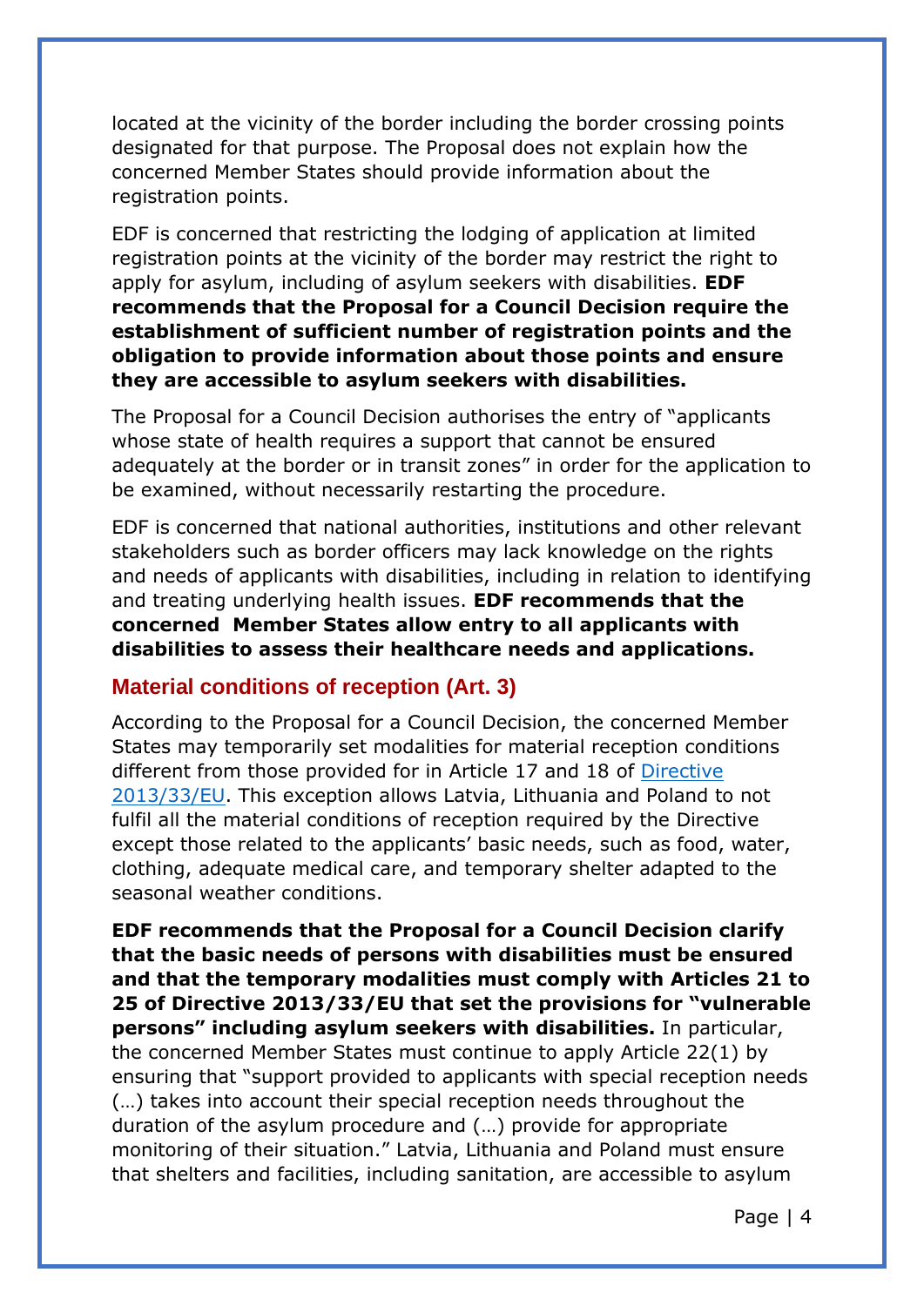located at the vicinity of the border including the border crossing points designated for that purpose. The Proposal does not explain how the concerned Member States should provide information about the registration points.

EDF is concerned that restricting the lodging of application at limited registration points at the vicinity of the border may restrict the right to apply for asylum, including of asylum seekers with disabilities. **EDF recommends that the Proposal for a Council Decision require the establishment of sufficient number of registration points and the obligation to provide information about those points and ensure they are accessible to asylum seekers with disabilities.**

The Proposal for a Council Decision authorises the entry of "applicants whose state of health requires a support that cannot be ensured adequately at the border or in transit zones" in order for the application to be examined, without necessarily restarting the procedure.

EDF is concerned that national authorities, institutions and other relevant stakeholders such as border officers may lack knowledge on the rights and needs of applicants with disabilities, including in relation to identifying and treating underlying health issues. **EDF recommends that the concerned Member States allow entry to all applicants with disabilities to assess their healthcare needs and applications.**

## Material conditions of reception (Art. 3)

According to the Proposal for a Council Decision, the concerned Member States may temporarily set modalities for material reception conditions different from those provided for in Article 17 and 18 of [Directive 2013/33/EU](). This exception allows Latvia, Lithuania and Poland to not fulfil all the material conditions of reception required by the Directive except those related to the applicants' basic needs, such as food, water, clothing, adequate medical care, and temporary shelter adapted to the seasonal weather conditions.

**EDF recommends that the Proposal for a Council Decision clarify that the basic needs of persons with disabilities must be ensured and that the temporary modalities must comply with Articles 21 to 25 of Directive 2013/33/EU that set the provisions for "vulnerable persons" including asylum seekers with disabilities.** In particular, the concerned Member States must continue to apply Article 22(1) by ensuring that "support provided to applicants with special reception needs (…) takes into account their special reception needs throughout the duration of the asylum procedure and (…) provide for appropriate monitoring of their situation." Latvia, Lithuania and Poland must ensure that shelters and facilities, including sanitation, are accessible to asylum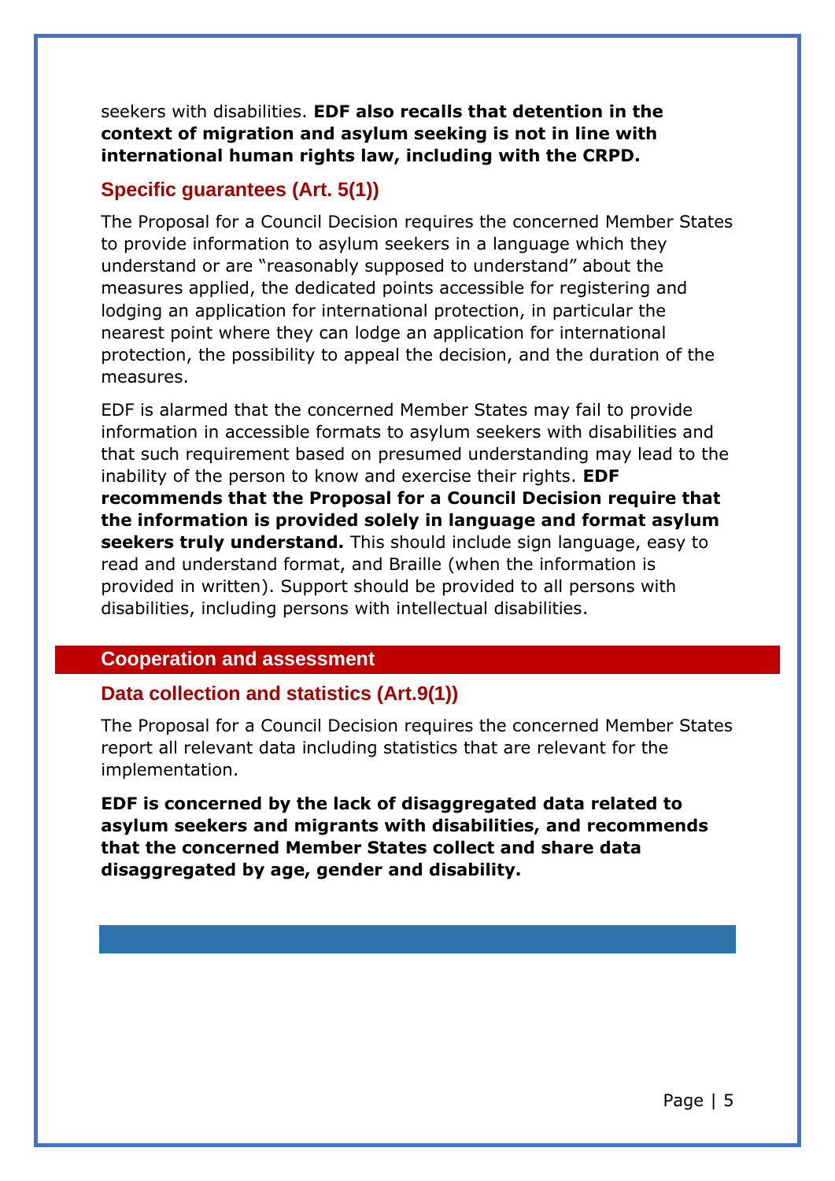seekers with disabilities. **EDF also recalls that detention in the context of migration and asylum seeking is not in line with international human rights law, including with the CRPD.**

### Specific guarantees (Art. 5(1))

The Proposal for a Council Decision requires the concerned Member States to provide information to asylum seekers in a language which they understand or are "reasonably supposed to understand" about the measures applied, the dedicated points accessible for registering and lodging an application for international protection, in particular the nearest point where they can lodge an application for international protection, the possibility to appeal the decision, and the duration of the measures.

EDF is alarmed that the concerned Member States may fail to provide information in accessible formats to asylum seekers with disabilities and that such requirement based on presumed understanding may lead to the inability of the person to know and exercise their rights. **EDF recommends that the Proposal for a Council Decision require that the information is provided solely in language and format asylum seekers truly understand.** This should include sign language, easy to read and understand format, and Braille (when the information is provided in written). Support should be provided to all persons with disabilities, including persons with intellectual disabilities.

## Cooperation and assessment

### Data collection and statistics (Art.9(1))

The Proposal for a Council Decision requires the concerned Member States report all relevant data including statistics that are relevant for the implementation.

**EDF is concerned by the lack of disaggregated data related to asylum seekers and migrants with disabilities, and recommends that the concerned Member States collect and share data disaggregated by age, gender and disability.**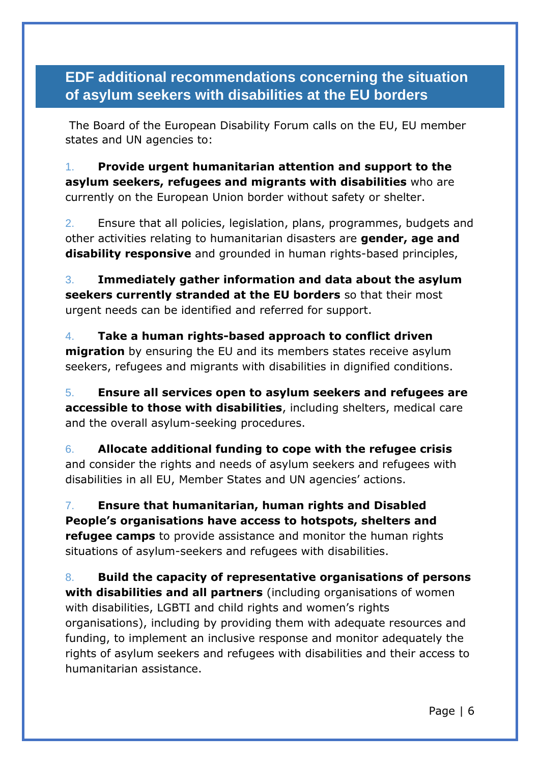## EDF additional recommendations concerning the situation of asylum seekers with disabilities at the EU borders

The Board of the European Disability Forum calls on the EU, EU member states and UN agencies to:

1. **Provide urgent humanitarian attention and support to the asylum seekers, refugees and migrants with disabilities** who are currently on the European Union border without safety or shelter.

2. Ensure that all policies, legislation, plans, programmes, budgets and other activities relating to humanitarian disasters are **gender, age and disability responsive** and grounded in human rights-based principles,

3. **Immediately gather information and data about the asylum seekers currently stranded at the EU borders** so that their most urgent needs can be identified and referred for support.

4. **Take a human rights-based approach to conflict driven migration** by ensuring the EU and its members states receive asylum seekers, refugees and migrants with disabilities in dignified conditions.

5. **Ensure all services open to asylum seekers and refugees are accessible to those with disabilities**, including shelters, medical care and the overall asylum-seeking procedures.

6. **Allocate additional funding to cope with the refugee crisis** and consider the rights and needs of asylum seekers and refugees with disabilities in all EU, Member States and UN agencies' actions.

7. **Ensure that humanitarian, human rights and Disabled People's organisations have access to hotspots, shelters and refugee camps** to provide assistance and monitor the human rights situations of asylum-seekers and refugees with disabilities.

8. **Build the capacity of representative organisations of persons with disabilities and all partners** (including organisations of women with disabilities, LGBTI and child rights and women's rights organisations), including by providing them with adequate resources and funding, to implement an inclusive response and monitor adequately the rights of asylum seekers and refugees with disabilities and their access to humanitarian assistance.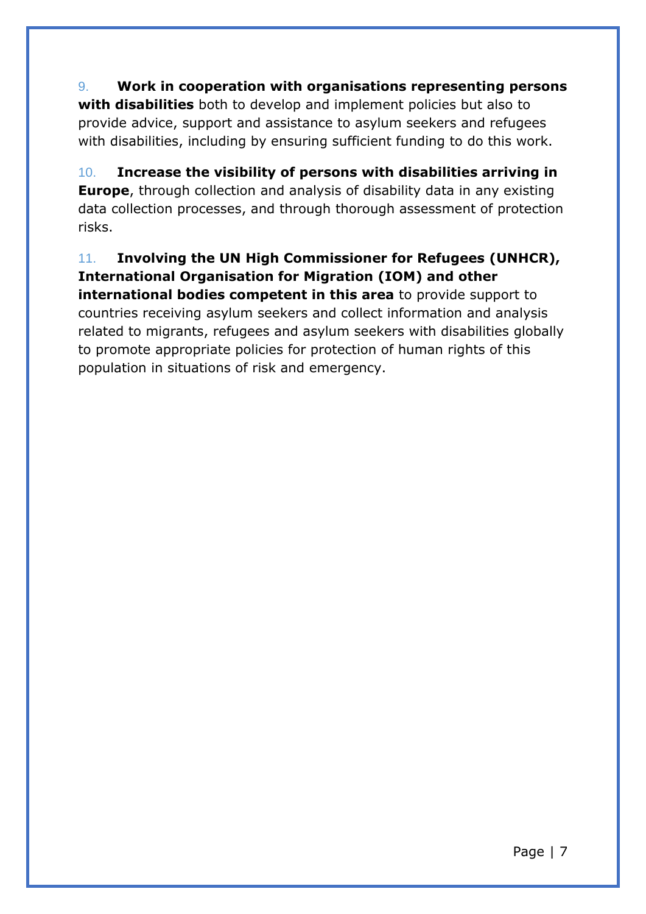9. **Work in cooperation with organisations representing persons with disabilities** both to develop and implement policies but also to provide advice, support and assistance to asylum seekers and refugees with disabilities, including by ensuring sufficient funding to do this work.

10. **Increase the visibility of persons with disabilities arriving in Europe**, through collection and analysis of disability data in any existing data collection processes, and through thorough assessment of protection risks.

11. **Involving the UN High Commissioner for Refugees (UNHCR), International Organisation for Migration (IOM) and other international bodies competent in this area** to provide support to countries receiving asylum seekers and collect information and analysis related to migrants, refugees and asylum seekers with disabilities globally to promote appropriate policies for protection of human rights of this population in situations of risk and emergency.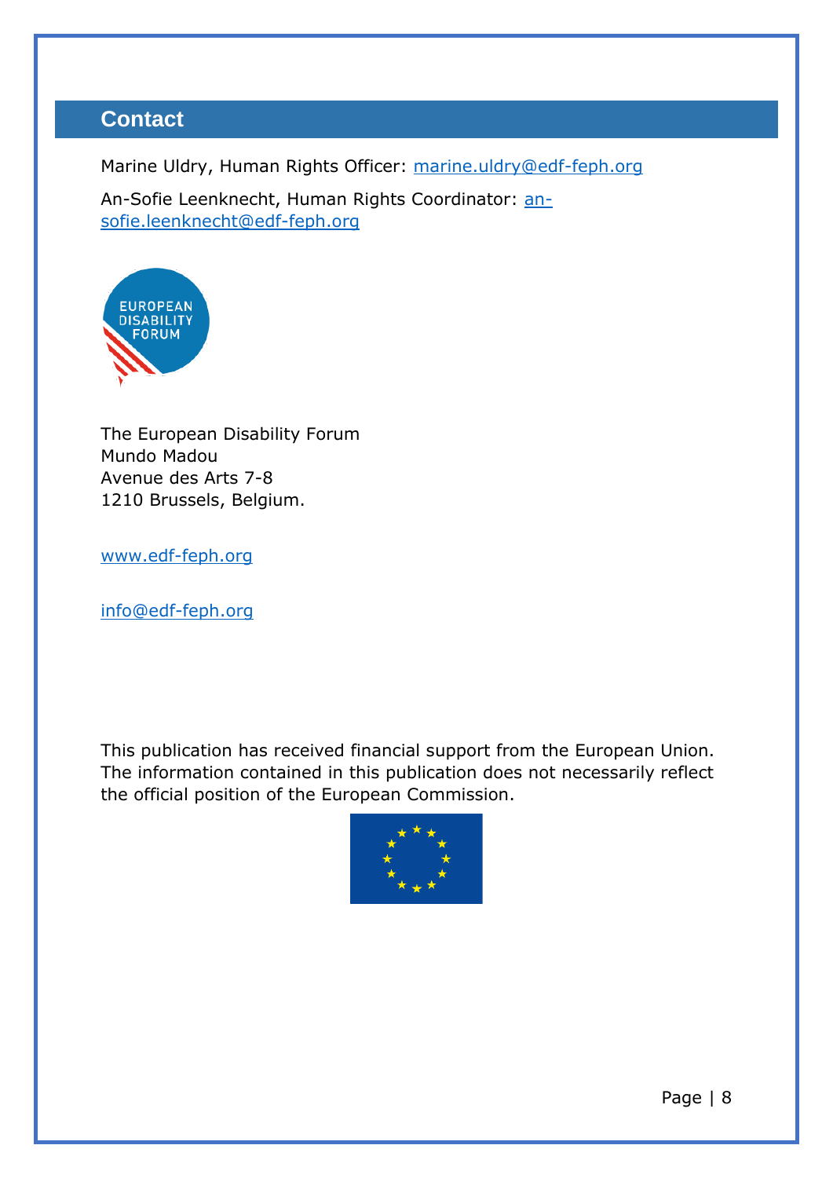## Contact

Marine Uldry, Human Rights Officer: marine.uldry@edf-feph.org

An-Sofie Leenknecht, Human Rights Coordinator: an-sofie.leenknecht@edf-feph.org

The European Disability Forum
Mundo Madou
Avenue des Arts 7-8
1210 Brussels, Belgium.

www.edf-feph.org

info@edf-feph.org

This publication has received financial support from the European Union. The information contained in this publication does not necessarily reflect the official position of the European Commission.